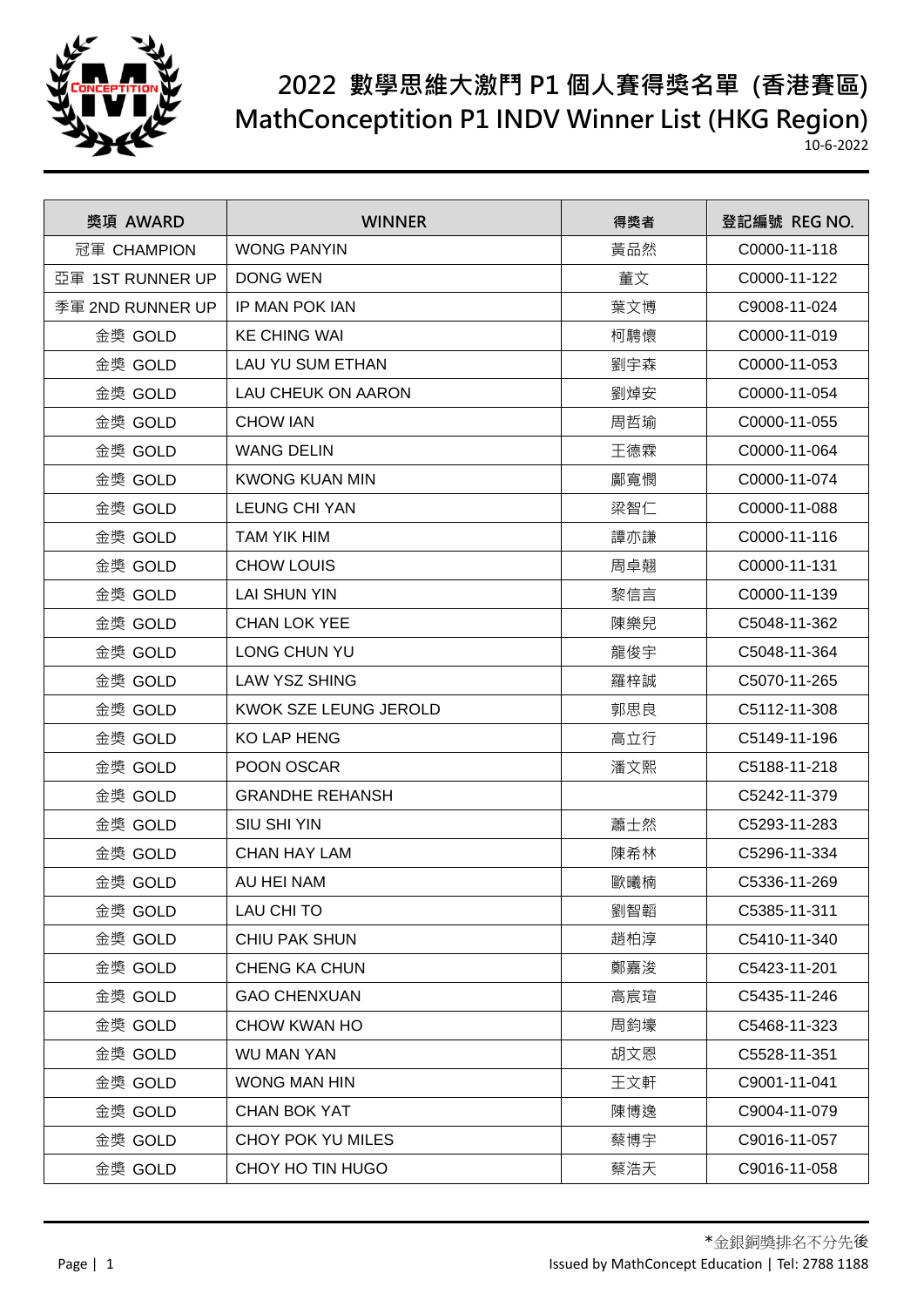# 2022 數學思維大激鬥 P1 個人賽得獎名單 (香港賽區)
# MathConceptition P1 INDV Winner List (HKG Region)

10-6-2022

| 獎項 AWARD | WINNER | 得獎者 | 登記編號 REG NO. |
|---|---|---|---|
| 冠軍 CHAMPION | WONG PANYIN | 黃品然 | C0000-11-118 |
| 亞軍 1ST RUNNER UP | DONG WEN | 董文 | C0000-11-122 |
| 季軍 2ND RUNNER UP | IP MAN POK IAN | 葉文博 | C9008-11-024 |
| 金獎 GOLD | KE CHING WAI | 柯騁懷 | C0000-11-019 |
| 金獎 GOLD | LAU YU SUM ETHAN | 劉宇森 | C0000-11-053 |
| 金獎 GOLD | LAU CHEUK ON AARON | 劉焯安 | C0000-11-054 |
| 金獎 GOLD | CHOW IAN | 周哲瑜 | C0000-11-055 |
| 金獎 GOLD | WANG DELIN | 王德霖 | C0000-11-064 |
| 金獎 GOLD | KWONG KUAN MIN | 鄺寬憫 | C0000-11-074 |
| 金獎 GOLD | LEUNG CHI YAN | 梁智仁 | C0000-11-088 |
| 金獎 GOLD | TAM YIK HIM | 譚亦謙 | C0000-11-116 |
| 金獎 GOLD | CHOW LOUIS | 周卓翹 | C0000-11-131 |
| 金獎 GOLD | LAI SHUN YIN | 黎信言 | C0000-11-139 |
| 金獎 GOLD | CHAN LOK YEE | 陳樂兒 | C5048-11-362 |
| 金獎 GOLD | LONG CHUN YU | 龍俊宇 | C5048-11-364 |
| 金獎 GOLD | LAW YSZ SHING | 羅梓誠 | C5070-11-265 |
| 金獎 GOLD | KWOK SZE LEUNG JEROLD | 郭思良 | C5112-11-308 |
| 金獎 GOLD | KO LAP HENG | 高立行 | C5149-11-196 |
| 金獎 GOLD | POON OSCAR | 潘文熙 | C5188-11-218 |
| 金獎 GOLD | GRANDHE REHANSH | | C5242-11-379 |
| 金獎 GOLD | SIU SHI YIN | 蕭士然 | C5293-11-283 |
| 金獎 GOLD | CHAN HAY LAM | 陳希林 | C5296-11-334 |
| 金獎 GOLD | AU HEI NAM | 歐曦楠 | C5336-11-269 |
| 金獎 GOLD | LAU CHI TO | 劉智韜 | C5385-11-311 |
| 金獎 GOLD | CHIU PAK SHUN | 趙柏淳 | C5410-11-340 |
| 金獎 GOLD | CHENG KA CHUN | 鄭嘉浚 | C5423-11-201 |
| 金獎 GOLD | GAO CHENXUAN | 高宸瑄 | C5435-11-246 |
| 金獎 GOLD | CHOW KWAN HO | 周鈞壕 | C5468-11-323 |
| 金獎 GOLD | WU MAN YAN | 胡文恩 | C5528-11-351 |
| 金獎 GOLD | WONG MAN HIN | 王文軒 | C9001-11-041 |
| 金獎 GOLD | CHAN BOK YAT | 陳博逸 | C9004-11-079 |
| 金獎 GOLD | CHOY POK YU MILES | 蔡博宇 | C9016-11-057 |
| 金獎 GOLD | CHOY HO TIN HUGO | 蔡浩天 | C9016-11-058 |

*金銀銅獎排名不分先後

Issued by MathConcept Education | Tel: 2788 1188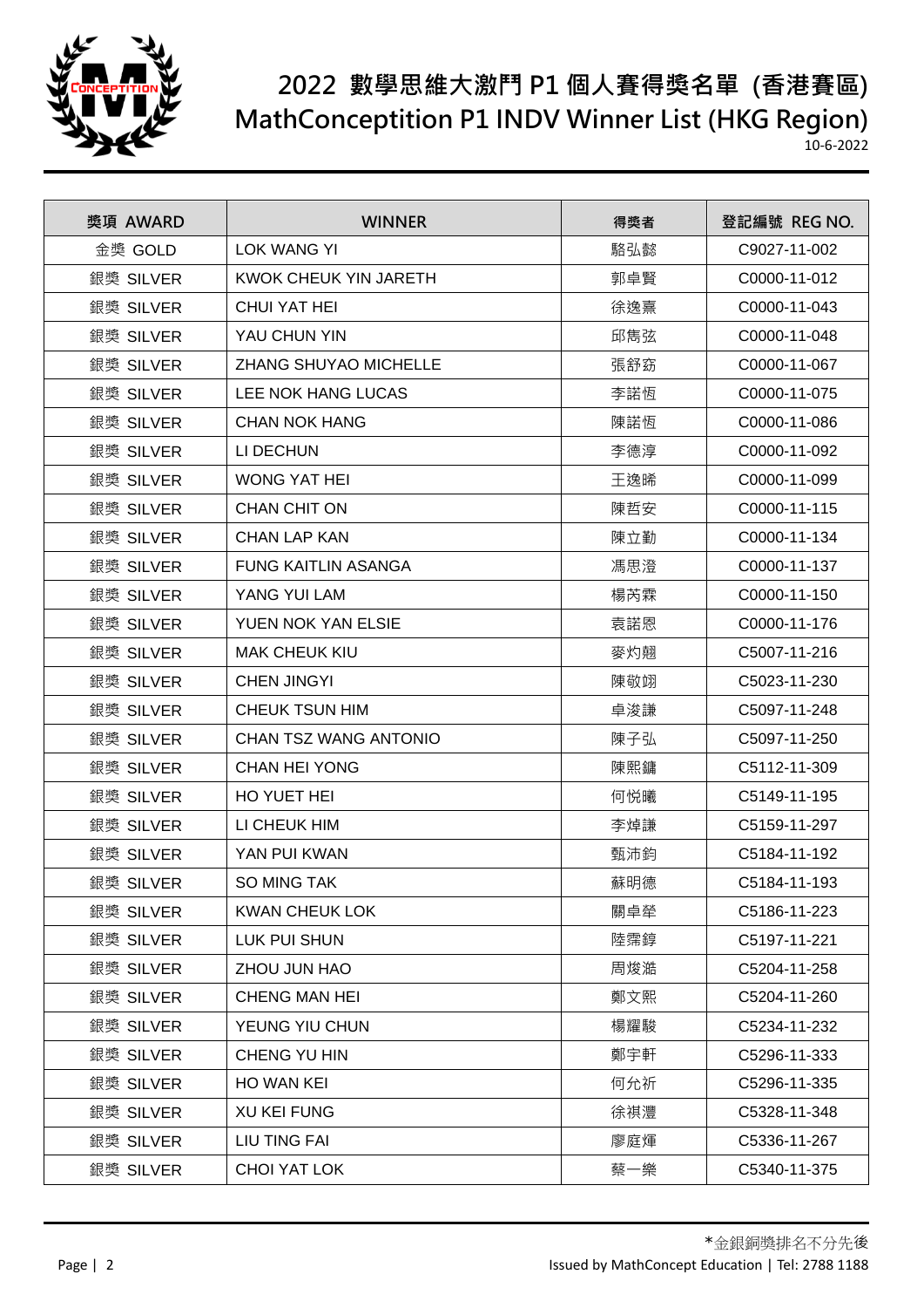# 2022 數學思維大激鬥 P1 個人賽得獎名單 (香港賽區)

# MathConceptition P1 INDV Winner List (HKG Region)

10-6-2022

| 獎項 AWARD | WINNER | 得獎者 | 登記編號 REG NO. |
|---|---|---|---|
| 金獎 GOLD | LOK WANG YI | 駱弘懿 | C9027-11-002 |
| 銀獎 SILVER | KWOK CHEUK YIN JARETH | 郭卓賢 | C0000-11-012 |
| 銀獎 SILVER | CHUI YAT HEI | 徐逸熹 | C0000-11-043 |
| 銀獎 SILVER | YAU CHUN YIN | 邱雋弦 | C0000-11-048 |
| 銀獎 SILVER | ZHANG SHUYAO MICHELLE | 張舒窈 | C0000-11-067 |
| 銀獎 SILVER | LEE NOK HANG LUCAS | 李諾恆 | C0000-11-075 |
| 銀獎 SILVER | CHAN NOK HANG | 陳諾恆 | C0000-11-086 |
| 銀獎 SILVER | LI DECHUN | 李德淳 | C0000-11-092 |
| 銀獎 SILVER | WONG YAT HEI | 王逸晞 | C0000-11-099 |
| 銀獎 SILVER | CHAN CHIT ON | 陳哲安 | C0000-11-115 |
| 銀獎 SILVER | CHAN LAP KAN | 陳立勤 | C0000-11-134 |
| 銀獎 SILVER | FUNG KAITLIN ASANGA | 馮思澄 | C0000-11-137 |
| 銀獎 SILVER | YANG YUI LAM | 楊芮霖 | C0000-11-150 |
| 銀獎 SILVER | YUEN NOK YAN ELSIE | 袁諾恩 | C0000-11-176 |
| 銀獎 SILVER | MAK CHEUK KIU | 麥灼翹 | C5007-11-216 |
| 銀獎 SILVER | CHEN JINGYI | 陳敬姻 | C5023-11-230 |
| 銀獎 SILVER | CHEUK TSUN HIM | 卓浚謙 | C5097-11-248 |
| 銀獎 SILVER | CHAN TSZ WANG ANTONIO | 陳子弘 | C5097-11-250 |
| 銀獎 SILVER | CHAN HEI YONG | 陳熙鏞 | C5112-11-309 |
| 銀獎 SILVER | HO YUET HEI | 何悅曦 | C5149-11-195 |
| 銀獎 SILVER | LI CHEUK HIM | 李焯謙 | C5159-11-297 |
| 銀獎 SILVER | YAN PUI KWAN | 甄沛鈞 | C5184-11-192 |
| 銀獎 SILVER | SO MING TAK | 蘇明德 | C5184-11-193 |
| 銀獎 SILVER | KWAN CHEUK LOK | 關卓犖 | C5186-11-223 |
| 銀獎 SILVER | LUK PUI SHUN | 陸霈錞 | C5197-11-221 |
| 銀獎 SILVER | ZHOU JUN HAO | 周焌澔 | C5204-11-258 |
| 銀獎 SILVER | CHENG MAN HEI | 鄭文熙 | C5204-11-260 |
| 銀獎 SILVER | YEUNG YIU CHUN | 楊耀駿 | C5234-11-232 |
| 銀獎 SILVER | CHENG YU HIN | 鄭宇軒 | C5296-11-333 |
| 銀獎 SILVER | HO WAN KEI | 何允祈 | C5296-11-335 |
| 銀獎 SILVER | XU KEI FUNG | 徐祺灃 | C5328-11-348 |
| 銀獎 SILVER | LIU TING FAI | 廖庭煇 | C5336-11-267 |
| 銀獎 SILVER | CHOI YAT LOK | 蔡一樂 | C5340-11-375 |

*金銀銅獎排名不分先後

Issued by MathConcept Education | Tel: 2788 1188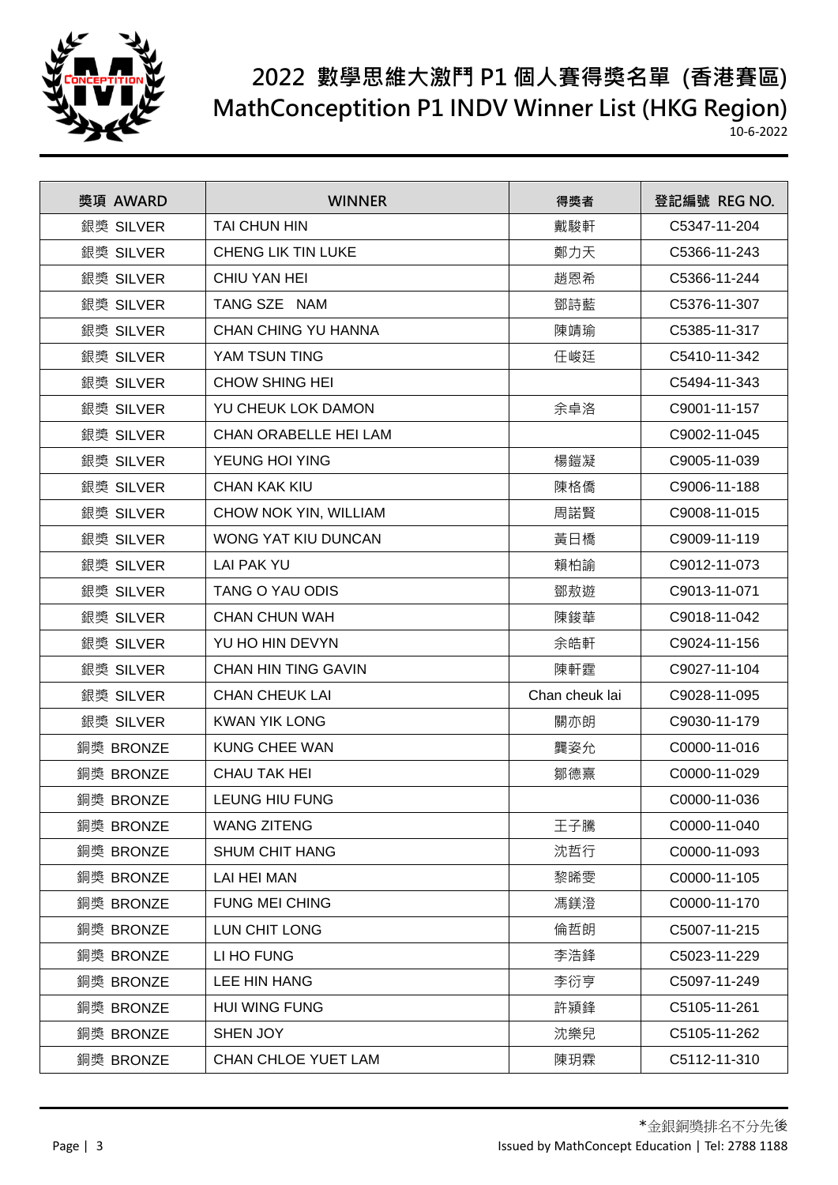# 2022 數學思維大激鬥 P1 個人賽得獎名單 (香港賽區)
# MathConceptition P1 INDV Winner List (HKG Region)

10-6-2022

| 獎項 AWARD | WINNER | 得獎者 | 登記編號 REG NO. |
|---|---|---|---|
| 銀獎 SILVER | TAI CHUN HIN | 戴駿軒 | C5347-11-204 |
| 銀獎 SILVER | CHENG LIK TIN LUKE | 鄭力天 | C5366-11-243 |
| 銀獎 SILVER | CHIU YAN HEI | 趙恩希 | C5366-11-244 |
| 銀獎 SILVER | TANG SZE NAM | 鄧詩藍 | C5376-11-307 |
| 銀獎 SILVER | CHAN CHING YU HANNA | 陳靖瑜 | C5385-11-317 |
| 銀獎 SILVER | YAM TSUN TING | 任峻廷 | C5410-11-342 |
| 銀獎 SILVER | CHOW SHING HEI | | C5494-11-343 |
| 銀獎 SILVER | YU CHEUK LOK DAMON | 余卓洛 | C9001-11-157 |
| 銀獎 SILVER | CHAN ORABELLE HEI LAM | | C9002-11-045 |
| 銀獎 SILVER | YEUNG HOI YING | 楊鎧凝 | C9005-11-039 |
| 銀獎 SILVER | CHAN KAK KIU | 陳格僑 | C9006-11-188 |
| 銀獎 SILVER | CHOW NOK YIN, WILLIAM | 周諾賢 | C9008-11-015 |
| 銀獎 SILVER | WONG YAT KIU DUNCAN | 黃日橋 | C9009-11-119 |
| 銀獎 SILVER | LAI PAK YU | 賴柏諭 | C9012-11-073 |
| 銀獎 SILVER | TANG O YAU ODIS | 鄧敖遊 | C9013-11-071 |
| 銀獎 SILVER | CHAN CHUN WAH | 陳鋑華 | C9018-11-042 |
| 銀獎 SILVER | YU HO HIN DEVYN | 余皓軒 | C9024-11-156 |
| 銀獎 SILVER | CHAN HIN TING GAVIN | 陳軒霆 | C9027-11-104 |
| 銀獎 SILVER | CHAN CHEUK LAI | Chan cheuk lai | C9028-11-095 |
| 銀獎 SILVER | KWAN YIK LONG | 關亦朗 | C9030-11-179 |
| 銅獎 BRONZE | KUNG CHEE WAN | 龔姿允 | C0000-11-016 |
| 銅獎 BRONZE | CHAU TAK HEI | 鄒德熹 | C0000-11-029 |
| 銅獎 BRONZE | LEUNG HIU FUNG | | C0000-11-036 |
| 銅獎 BRONZE | WANG ZITENG | 王子騰 | C0000-11-040 |
| 銅獎 BRONZE | SHUM CHIT HANG | 沈哲行 | C0000-11-093 |
| 銅獎 BRONZE | LAI HEI MAN | 黎晞雯 | C0000-11-105 |
| 銅獎 BRONZE | FUNG MEI CHING | 馮鎂澄 | C0000-11-170 |
| 銅獎 BRONZE | LUN CHIT LONG | 倫哲朗 | C5007-11-215 |
| 銅獎 BRONZE | LI HO FUNG | 李浩鋒 | C5023-11-229 |
| 銅獎 BRONZE | LEE HIN HANG | 李衍亨 | C5097-11-249 |
| 銅獎 BRONZE | HUI WING FUNG | 許潁鋒 | C5105-11-261 |
| 銅獎 BRONZE | SHEN JOY | 沈樂兒 | C5105-11-262 |
| 銅獎 BRONZE | CHAN CHLOE YUET LAM | 陳玥霖 | C5112-11-310 |

*金銀銅獎排名不分先後

Issued by MathConcept Education | Tel: 2788 1188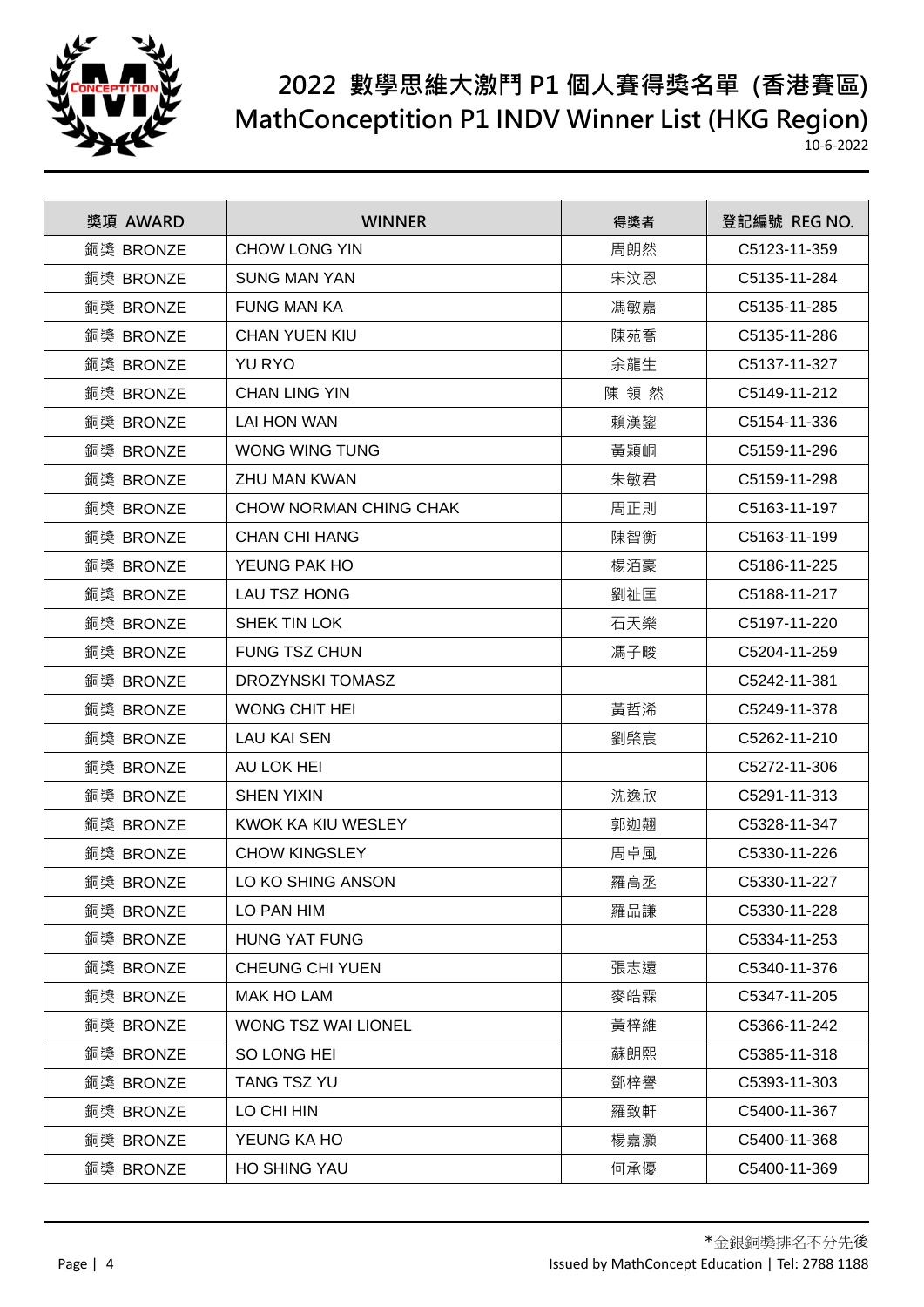# 2022 數學思維大激鬥 P1 個人賽得獎名單 (香港賽區)
# MathConceptition P1 INDV Winner List (HKG Region)

10-6-2022

| 獎項 AWARD | WINNER | 得獎者 | 登記編號 REG NO. |
|---|---|---|---|
| 銅獎 BRONZE | CHOW LONG YIN | 周朗然 | C5123-11-359 |
| 銅獎 BRONZE | SUNG MAN YAN | 宋汶恩 | C5135-11-284 |
| 銅獎 BRONZE | FUNG MAN KA | 馮敏嘉 | C5135-11-285 |
| 銅獎 BRONZE | CHAN YUEN KIU | 陳苑喬 | C5135-11-286 |
| 銅獎 BRONZE | YU RYO | 余龍生 | C5137-11-327 |
| 銅獎 BRONZE | CHAN LING YIN | 陳 領 然 | C5149-11-212 |
| 銅獎 BRONZE | LAI HON WAN | 賴漢鋆 | C5154-11-336 |
| 銅獎 BRONZE | WONG WING TUNG | 黃穎峒 | C5159-11-296 |
| 銅獎 BRONZE | ZHU MAN KWAN | 朱敏君 | C5159-11-298 |
| 銅獎 BRONZE | CHOW NORMAN CHING CHAK | 周正則 | C5163-11-197 |
| 銅獎 BRONZE | CHAN CHI HANG | 陳智衡 | C5163-11-199 |
| 銅獎 BRONZE | YEUNG PAK HO | 楊洦豪 | C5186-11-225 |
| 銅獎 BRONZE | LAU TSZ HONG | 劉祉匡 | C5188-11-217 |
| 銅獎 BRONZE | SHEK TIN LOK | 石天樂 | C5197-11-220 |
| 銅獎 BRONZE | FUNG TSZ CHUN | 馮子畯 | C5204-11-259 |
| 銅獎 BRONZE | DROZYNSKI TOMASZ | | C5242-11-381 |
| 銅獎 BRONZE | WONG CHIT HEI | 黃哲浠 | C5249-11-378 |
| 銅獎 BRONZE | LAU KAI SEN | 劉棨宸 | C5262-11-210 |
| 銅獎 BRONZE | AU LOK HEI | | C5272-11-306 |
| 銅獎 BRONZE | SHEN YIXIN | 沈逸欣 | C5291-11-313 |
| 銅獎 BRONZE | KWOK KA KIU WESLEY | 郭迦翹 | C5328-11-347 |
| 銅獎 BRONZE | CHOW KINGSLEY | 周卓風 | C5330-11-226 |
| 銅獎 BRONZE | LO KO SHING ANSON | 羅高丞 | C5330-11-227 |
| 銅獎 BRONZE | LO PAN HIM | 羅品謙 | C5330-11-228 |
| 銅獎 BRONZE | HUNG YAT FUNG | | C5334-11-253 |
| 銅獎 BRONZE | CHEUNG CHI YUEN | 張志遠 | C5340-11-376 |
| 銅獎 BRONZE | MAK HO LAM | 麥皓霖 | C5347-11-205 |
| 銅獎 BRONZE | WONG TSZ WAI LIONEL | 黃梓維 | C5366-11-242 |
| 銅獎 BRONZE | SO LONG HEI | 蘇朗熙 | C5385-11-318 |
| 銅獎 BRONZE | TANG TSZ YU | 鄧梓譽 | C5393-11-303 |
| 銅獎 BRONZE | LO CHI HIN | 羅致軒 | C5400-11-367 |
| 銅獎 BRONZE | YEUNG KA HO | 楊嘉灝 | C5400-11-368 |
| 銅獎 BRONZE | HO SHING YAU | 何承優 | C5400-11-369 |

*金銀銅獎排名不分先後

Issued by MathConcept Education | Tel: 2788 1188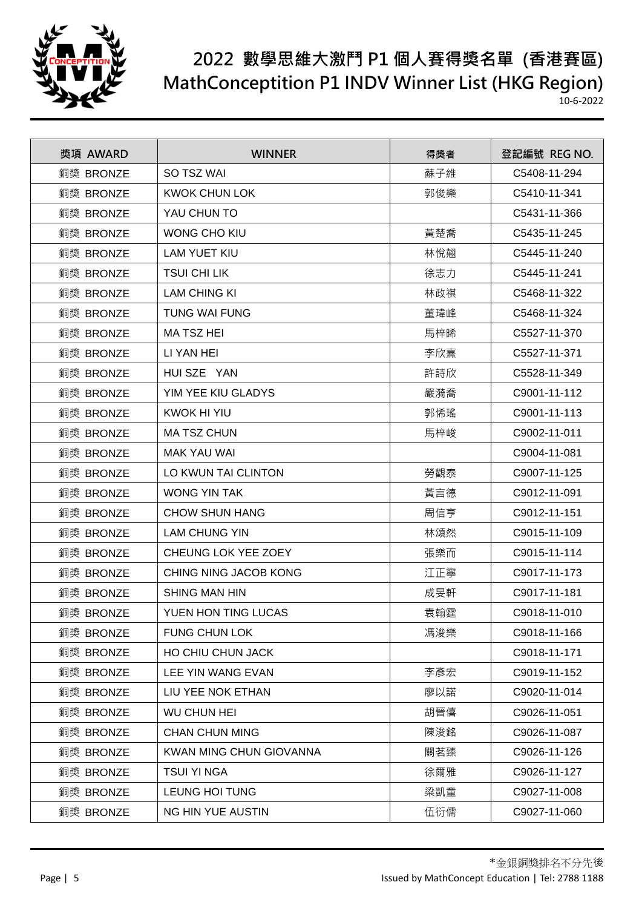# 2022 數學思維大激鬥 P1 個人賽得獎名單 (香港賽區)

# MathConceptition P1 INDV Winner List (HKG Region)

10-6-2022

| 獎項 AWARD | WINNER | 得獎者 | 登記編號 REG NO. |
|---|---|---|---|
| 銅獎 BRONZE | SO TSZ WAI | 蘇子維 | C5408-11-294 |
| 銅獎 BRONZE | KWOK CHUN LOK | 郭俊樂 | C5410-11-341 |
| 銅獎 BRONZE | YAU CHUN TO | | C5431-11-366 |
| 銅獎 BRONZE | WONG CHO KIU | 黃楚喬 | C5435-11-245 |
| 銅獎 BRONZE | LAM YUET KIU | 林悅翹 | C5445-11-240 |
| 銅獎 BRONZE | TSUI CHI LIK | 徐志力 | C5445-11-241 |
| 銅獎 BRONZE | LAM CHING KI | 林政祺 | C5468-11-322 |
| 銅獎 BRONZE | TUNG WAI FUNG | 董瑋峰 | C5468-11-324 |
| 銅獎 BRONZE | MA TSZ HEI | 馬梓晞 | C5527-11-370 |
| 銅獎 BRONZE | LI YAN HEI | 李欣熹 | C5527-11-371 |
| 銅獎 BRONZE | HUI SZE YAN | 許詩欣 | C5528-11-349 |
| 銅獎 BRONZE | YIM YEE KIU GLADYS | 嚴漪喬 | C9001-11-112 |
| 銅獎 BRONZE | KWOK HI YIU | 郭俙瑤 | C9001-11-113 |
| 銅獎 BRONZE | MA TSZ CHUN | 馬梓峻 | C9002-11-011 |
| 銅獎 BRONZE | MAK YAU WAI | | C9004-11-081 |
| 銅獎 BRONZE | LO KWUN TAI CLINTON | 勞觀泰 | C9007-11-125 |
| 銅獎 BRONZE | WONG YIN TAK | 黃言德 | C9012-11-091 |
| 銅獎 BRONZE | CHOW SHUN HANG | 周信亨 | C9012-11-151 |
| 銅獎 BRONZE | LAM CHUNG YIN | 林頌然 | C9015-11-109 |
| 銅獎 BRONZE | CHEUNG LOK YEE ZOEY | 張樂而 | C9015-11-114 |
| 銅獎 BRONZE | CHING NING JACOB KONG | 江正寧 | C9017-11-173 |
| 銅獎 BRONZE | SHING MAN HIN | 成旻軒 | C9017-11-181 |
| 銅獎 BRONZE | YUEN HON TING LUCAS | 袁翰霆 | C9018-11-010 |
| 銅獎 BRONZE | FUNG CHUN LOK | 馮浚樂 | C9018-11-166 |
| 銅獎 BRONZE | HO CHIU CHUN JACK | | C9018-11-171 |
| 銅獎 BRONZE | LEE YIN WANG EVAN | 李彥宏 | C9019-11-152 |
| 銅獎 BRONZE | LIU YEE NOK ETHAN | 廖以諾 | C9020-11-014 |
| 銅獎 BRONZE | WU CHUN HEI | 胡晉僖 | C9026-11-051 |
| 銅獎 BRONZE | CHAN CHUN MING | 陳浚銘 | C9026-11-087 |
| 銅獎 BRONZE | KWAN MING CHUN GIOVANNA | 關茗臻 | C9026-11-126 |
| 銅獎 BRONZE | TSUI YI NGA | 徐爾雅 | C9026-11-127 |
| 銅獎 BRONZE | LEUNG HOI TUNG | 梁凱童 | C9027-11-008 |
| 銅獎 BRONZE | NG HIN YUE AUSTIN | 伍衍儒 | C9027-11-060 |

*金銀銅獎排名不分先後

Issued by MathConcept Education | Tel: 2788 1188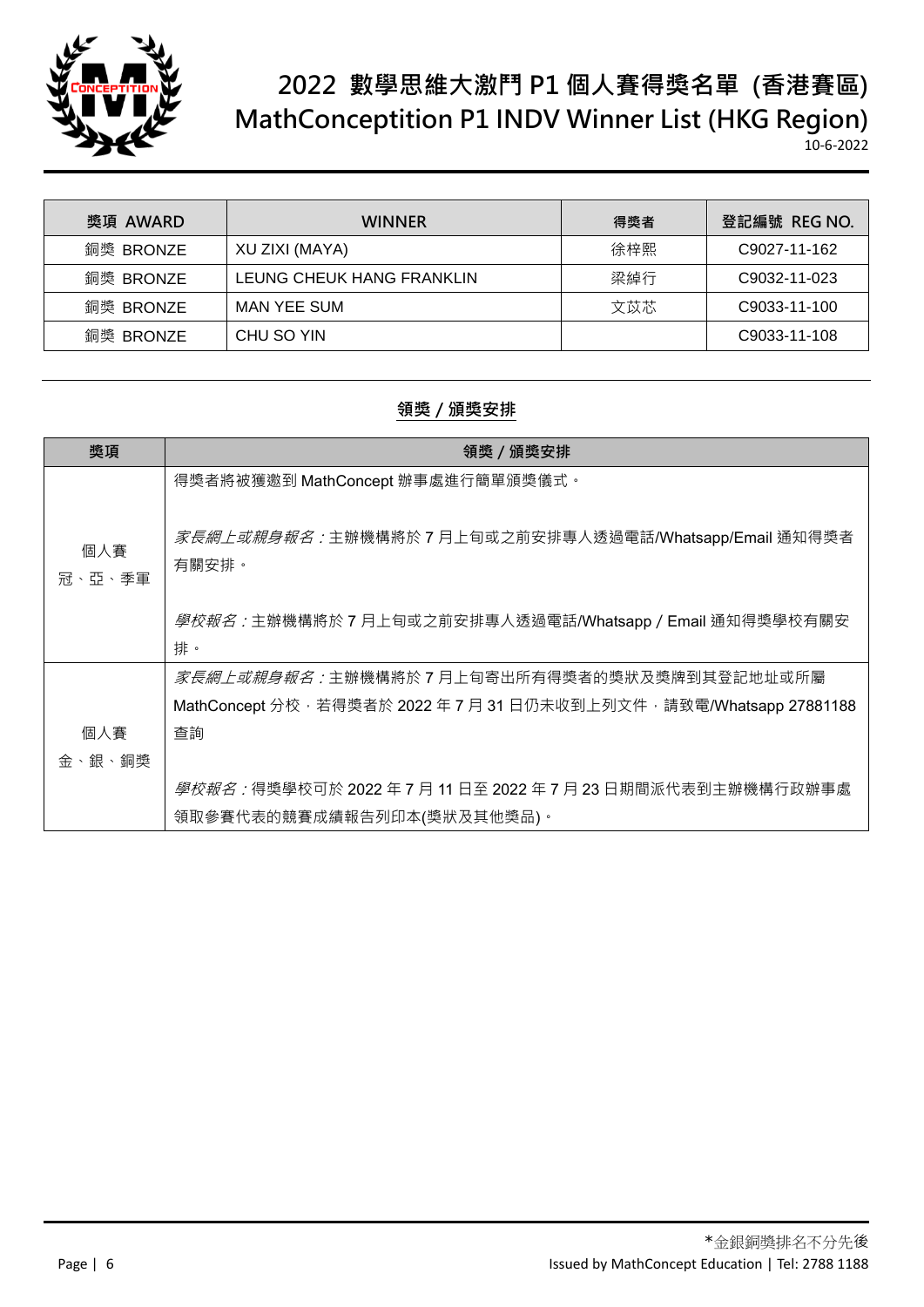# 2022 數學思維大激鬥 P1 個人賽得獎名單 (香港賽區)
# MathConception P1 INDV Winner List (HKG Region)

10-6-2022

| 獎項 AWARD | WINNER | 得獎者 | 登記編號 REG NO. |
|---|---|---|---|
| 銅獎 BRONZE | XU ZIXI (MAYA) | 徐梓熙 | C9027-11-162 |
| 銅獎 BRONZE | LEUNG CHEUK HANG FRANKLIN | 梁綽行 | C9032-11-023 |
| 銅獎 BRONZE | MAN YEE SUM | 文苡芯 | C9033-11-100 |
| 銅獎 BRONZE | CHU SO YIN | | C9033-11-108 |

## 領獎 / 頒獎安排

| 獎項 | 領獎 / 頒獎安排 |
|---|---|
| 個人賽<br>冠、亞、季軍 | 得獎者將被獲邀到 MathConcept 辦事處進行簡單頒獎儀式。<br><br>*家長網上或親身報名：*主辦機構將於 7 月上旬或之前安排專人透過電話/Whatsapp/Email 通知得獎者有關安排。<br><br>*學校報名：*主辦機構將於 7 月上旬或之前安排專人透過電話/Whatsapp / Email 通知得獎學校有關安排。 |
| 個人賽<br>金、銀、銅獎 | *家長網上或親身報名：*主辦機構將於 7 月上旬寄出所有得獎者的獎狀及獎牌到其登記地址或所屬 MathConcept 分校，若得獎者於 2022 年 7 月 31 日仍未收到上列文件，請致電/Whatsapp 27881188 查詢<br><br>*學校報名：*得獎學校可於 2022 年 7 月 11 日至 2022 年 7 月 23 日期間派代表到主辦機構行政辦事處領取參賽代表的競賽成績報告列印本(獎狀及其他獎品)。 |

*金銀銅獎排名不分先後